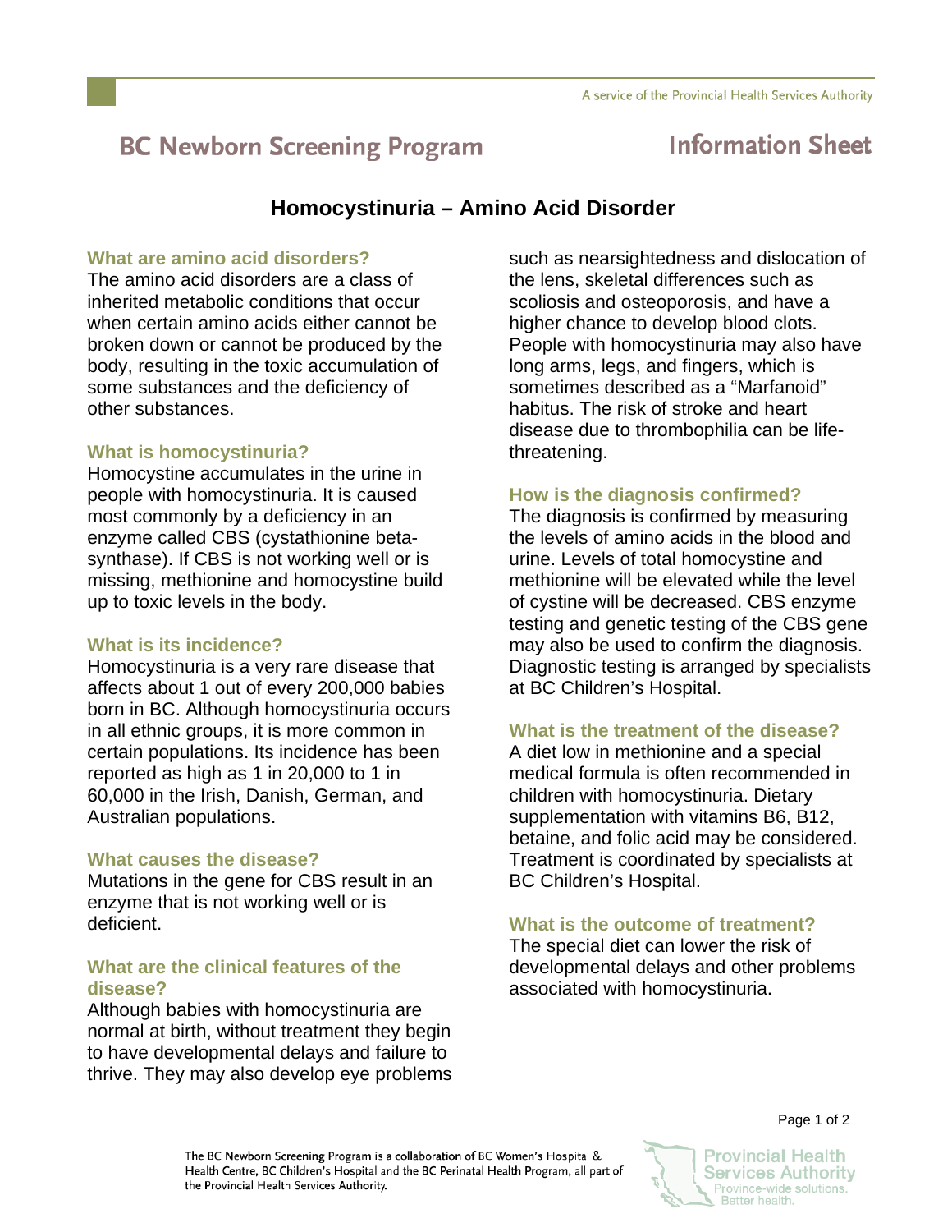# BC Newborn Screening Program — Information Sheet

## Homocystinuria – Amino Acid Disorder

### What are amino acid disorders?

The amino acid disorders are a class of inherited metabolic conditions that occur when certain amino acids either cannot be broken down or cannot be produced by the body, resulting in the toxic accumulation of some substances and the deficiency of other substances.

### What is homocystinuria?

Homocystine accumulates in the urine in people with homocystinuria. It is caused most commonly by a deficiency in an enzyme called CBS (cystathionine beta-synthase). If CBS is not working well or is missing, methionine and homocystine build up to toxic levels in the body.

### What is its incidence?

Homocystinuria is a very rare disease that affects about 1 out of every 200,000 babies born in BC. Although homocystinuria occurs in all ethnic groups, it is more common in certain populations. Its incidence has been reported as high as 1 in 20,000 to 1 in 60,000 in the Irish, Danish, German, and Australian populations.

### What causes the disease?

Mutations in the gene for CBS result in an enzyme that is not working well or is deficient.

### What are the clinical features of the disease?

Although babies with homocystinuria are normal at birth, without treatment they begin to have developmental delays and failure to thrive. They may also develop eye problems such as nearsightedness and dislocation of the lens, skeletal differences such as scoliosis and osteoporosis, and have a higher chance to develop blood clots. People with homocystinuria may also have long arms, legs, and fingers, which is sometimes described as a "Marfanoid" habitus. The risk of stroke and heart disease due to thrombophilia can be life-threatening.

### How is the diagnosis confirmed?

The diagnosis is confirmed by measuring the levels of amino acids in the blood and urine. Levels of total homocystine and methionine will be elevated while the level of cystine will be decreased. CBS enzyme testing and genetic testing of the CBS gene may also be used to confirm the diagnosis. Diagnostic testing is arranged by specialists at BC Children's Hospital.

### What is the treatment of the disease?

A diet low in methionine and a special medical formula is often recommended in children with homocystinuria. Dietary supplementation with vitamins B6, B12, betaine, and folic acid may be considered. Treatment is coordinated by specialists at BC Children's Hospital.

### What is the outcome of treatment?

The special diet can lower the risk of developmental delays and other problems associated with homocystinuria.

The BC Newborn Screening Program is a collaboration of BC Women's Hospital & Health Centre, BC Children's Hospital and the BC Perinatal Health Program, all part of the Provincial Health Services Authority.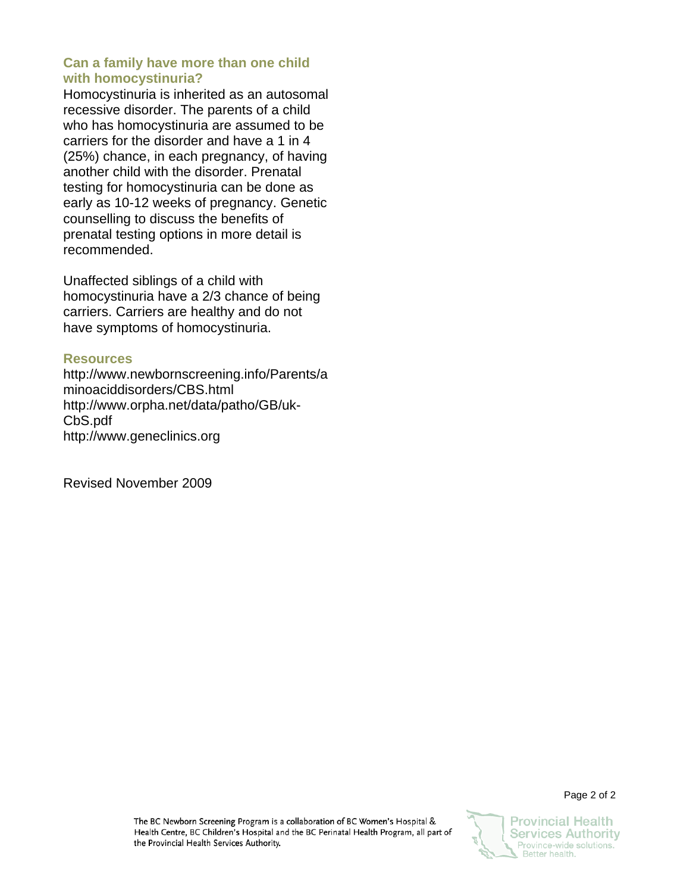## Can a family have more than one child with homocystinuria?

Homocystinuria is inherited as an autosomal recessive disorder. The parents of a child who has homocystinuria are assumed to be carriers for the disorder and have a 1 in 4 (25%) chance, in each pregnancy, of having another child with the disorder. Prenatal testing for homocystinuria can be done as early as 10-12 weeks of pregnancy. Genetic counselling to discuss the benefits of prenatal testing options in more detail is recommended.

Unaffected siblings of a child with homocystinuria have a 2/3 chance of being carriers. Carriers are healthy and do not have symptoms of homocystinuria.

## Resources

http://www.newbornscreening.info/Parents/aminoaciddisorders/CBS.html
http://www.orpha.net/data/patho/GB/uk-CbS.pdf
http://www.geneclinics.org

Revised November 2009

The BC Newborn Screening Program is a collaboration of BC Women's Hospital & Health Centre, BC Children's Hospital and the BC Perinatal Health Program, all part of the Provincial Health Services Authority.

Provincial Health Services Authority
Province-wide solutions. Better health.